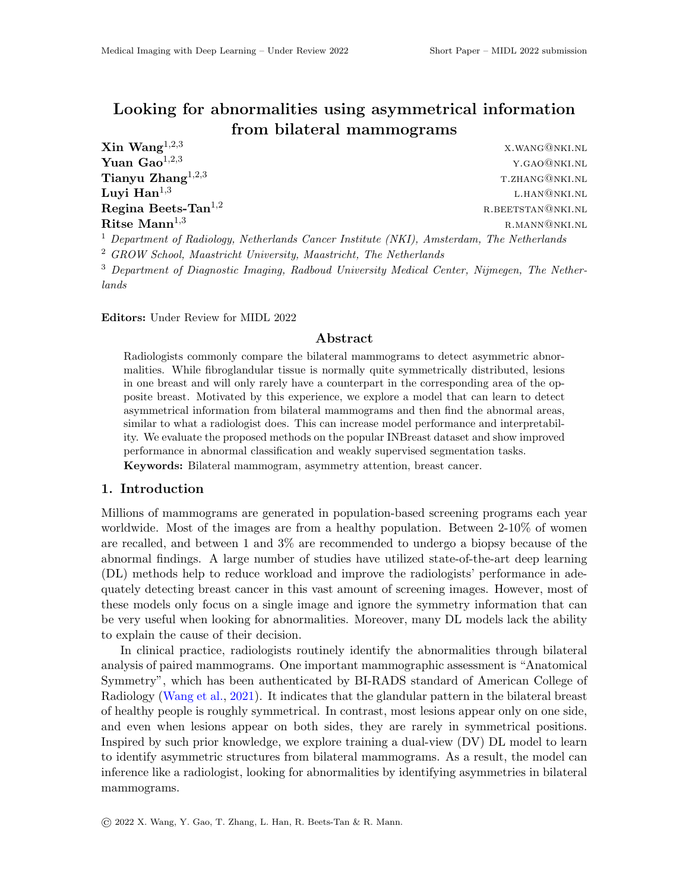# Looking for abnormalities using asymmetrical information from bilateral mammograms

**Xin Wang**[1,2,3] X.WANG@NKI.NL
**Yuan Gao**[1,2,3] Y.GAO@NKI.NL
**Tianyu Zhang**[1,2,3] T.ZHANG@NKI.NL
**Luyi Han**[1,3] L.HAN@NKI.NL
**Regina Beets-Tan**[1,2] R.BEETSTAN@NKI.NL
**Ritse Mann**[1,3] R.MANN@NKI.NL

[1] *Department of Radiology, Netherlands Cancer Institute (NKI), Amsterdam, The Netherlands*
[2] *GROW School, Maastricht University, Maastricht, The Netherlands*
[3] *Department of Diagnostic Imaging, Radboud University Medical Center, Nijmegen, The Netherlands*

**Editors:** Under Review for MIDL 2022

## Abstract

Radiologists commonly compare the bilateral mammograms to detect asymmetric abnormalities. While fibroglandular tissue is normally quite symmetrically distributed, lesions in one breast and will only rarely have a counterpart in the corresponding area of the opposite breast. Motivated by this experience, we explore a model that can learn to detect asymmetrical information from bilateral mammograms and then find the abnormal areas, similar to what a radiologist does. This can increase model performance and interpretability. We evaluate the proposed methods on the popular INBreast dataset and show improved performance in abnormal classification and weakly supervised segmentation tasks.

**Keywords:** Bilateral mammogram, asymmetry attention, breast cancer.

## 1. Introduction

Millions of mammograms are generated in population-based screening programs each year worldwide. Most of the images are from a healthy population. Between 2-10% of women are recalled, and between 1 and 3% are recommended to undergo a biopsy because of the abnormal findings. A large number of studies have utilized state-of-the-art deep learning (DL) methods help to reduce workload and improve the radiologists' performance in adequately detecting breast cancer in this vast amount of screening images. However, most of these models only focus on a single image and ignore the symmetry information that can be very useful when looking for abnormalities. Moreover, many DL models lack the ability to explain the cause of their decision.

In clinical practice, radiologists routinely identify the abnormalities through bilateral analysis of paired mammograms. One important mammographic assessment is "Anatomical Symmetry", which has been authenticated by BI-RADS standard of American College of Radiology (Wang et al., 2021). It indicates that the glandular pattern in the bilateral breast of healthy people is roughly symmetrical. In contrast, most lesions appear only on one side, and even when lesions appear on both sides, they are rarely in symmetrical positions. Inspired by such prior knowledge, we explore training a dual-view (DV) DL model to learn to identify asymmetric structures from bilateral mammograms. As a result, the model can inference like a radiologist, looking for abnormalities by identifying asymmetries in bilateral mammograms.

© 2022 X. Wang, Y. Gao, T. Zhang, L. Han, R. Beets-Tan & R. Mann.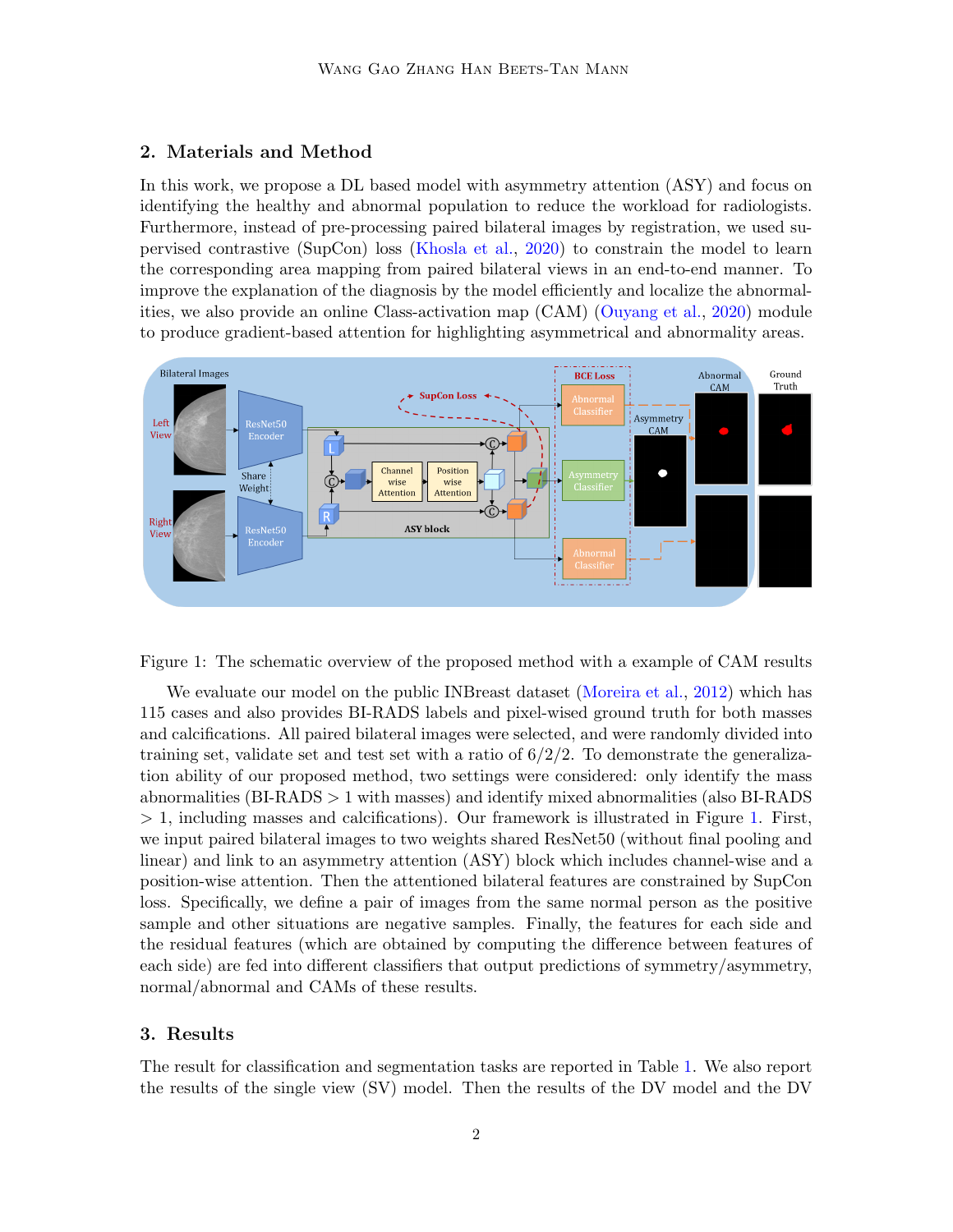## 2. Materials and Method

In this work, we propose a DL based model with asymmetry attention (ASY) and focus on identifying the healthy and abnormal population to reduce the workload for radiologists. Furthermore, instead of pre-processing paired bilateral images by registration, we used supervised contrastive (SupCon) loss (Khosla et al., 2020) to constrain the model to learn the corresponding area mapping from paired bilateral views in an end-to-end manner. To improve the explanation of the diagnosis by the model efficiently and localize the abnormalities, we also provide an online Class-activation map (CAM) (Ouyang et al., 2020) module to produce gradient-based attention for highlighting asymmetrical and abnormality areas.

Figure 1: The schematic overview of the proposed method with a example of CAM results

We evaluate our model on the public INBreast dataset (Moreira et al., 2012) which has 115 cases and also provides BI-RADS labels and pixel-wised ground truth for both masses and calcifications. All paired bilateral images were selected, and were randomly divided into training set, validate set and test set with a ratio of 6/2/2. To demonstrate the generalization ability of our proposed method, two settings were considered: only identify the mass abnormalities (BI-RADS > 1 with masses) and identify mixed abnormalities (also BI-RADS > 1, including masses and calcifications). Our framework is illustrated in Figure 1. First, we input paired bilateral images to two weights shared ResNet50 (without final pooling and linear) and link to an asymmetry attention (ASY) block which includes channel-wise and a position-wise attention. Then the attentioned bilateral features are constrained by SupCon loss. Specifically, we define a pair of images from the same normal person as the positive sample and other situations are negative samples. Finally, the features for each side and the residual features (which are obtained by computing the difference between features of each side) are fed into different classifiers that output predictions of symmetry/asymmetry, normal/abnormal and CAMs of these results.

## 3. Results

The result for classification and segmentation tasks are reported in Table 1. We also report the results of the single view (SV) model. Then the results of the DV model and the DV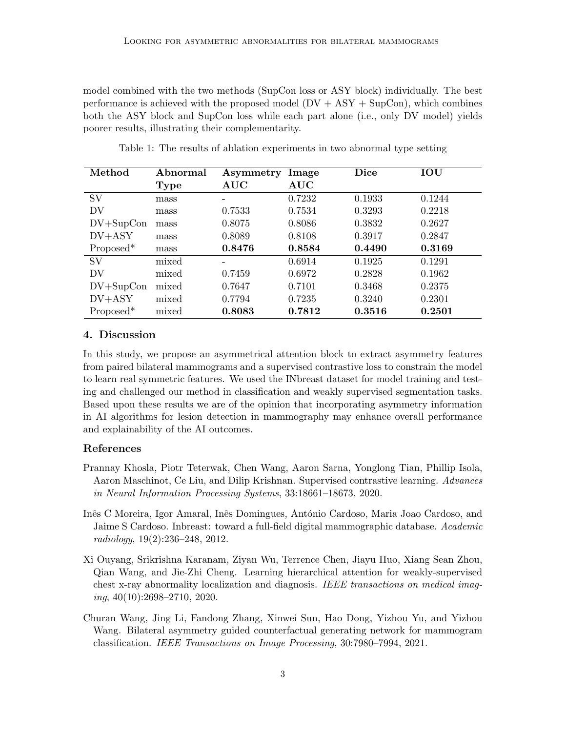model combined with the two methods (SupCon loss or ASY block) individually. The best performance is achieved with the proposed model (DV + ASY + SupCon), which combines both the ASY block and SupCon loss while each part alone (i.e., only DV model) yields poorer results, illustrating their complementarity.

Table 1: The results of ablation experiments in two abnormal type setting

| Method | Abnormal Type | Asymmetry AUC | Image AUC | Dice | IOU |
|---|---|---|---|---|---|
| SV | mass | - | 0.7232 | 0.1933 | 0.1244 |
| DV | mass | 0.7533 | 0.7534 | 0.3293 | 0.2218 |
| DV+SupCon | mass | 0.8075 | 0.8086 | 0.3832 | 0.2627 |
| DV+ASY | mass | 0.8089 | 0.8108 | 0.3917 | 0.2847 |
| Proposed* | mass | **0.8476** | **0.8584** | **0.4490** | **0.3169** |
| SV | mixed | - | 0.6914 | 0.1925 | 0.1291 |
| DV | mixed | 0.7459 | 0.6972 | 0.2828 | 0.1962 |
| DV+SupCon | mixed | 0.7647 | 0.7101 | 0.3468 | 0.2375 |
| DV+ASY | mixed | 0.7794 | 0.7235 | 0.3240 | 0.2301 |
| Proposed* | mixed | **0.8083** | **0.7812** | **0.3516** | **0.2501** |

## 4. Discussion

In this study, we propose an asymmetrical attention block to extract asymmetry features from paired bilateral mammograms and a supervised contrastive loss to constrain the model to learn real symmetric features. We used the INbreast dataset for model training and testing and challenged our method in classification and weakly supervised segmentation tasks. Based upon these results we are of the opinion that incorporating asymmetry information in AI algorithms for lesion detection in mammography may enhance overall performance and explainability of the AI outcomes.

## References

Prannay Khosla, Piotr Teterwak, Chen Wang, Aaron Sarna, Yonglong Tian, Phillip Isola, Aaron Maschinot, Ce Liu, and Dilip Krishnan. Supervised contrastive learning. *Advances in Neural Information Processing Systems*, 33:18661–18673, 2020.

Inês C Moreira, Igor Amaral, Inês Domingues, António Cardoso, Maria Joao Cardoso, and Jaime S Cardoso. Inbreast: toward a full-field digital mammographic database. *Academic radiology*, 19(2):236–248, 2012.

Xi Ouyang, Srikrishna Karanam, Ziyan Wu, Terrence Chen, Jiayu Huo, Xiang Sean Zhou, Qian Wang, and Jie-Zhi Cheng. Learning hierarchical attention for weakly-supervised chest x-ray abnormality localization and diagnosis. *IEEE transactions on medical imaging*, 40(10):2698–2710, 2020.

Churan Wang, Jing Li, Fandong Zhang, Xinwei Sun, Hao Dong, Yizhou Yu, and Yizhou Wang. Bilateral asymmetry guided counterfactual generating network for mammogram classification. *IEEE Transactions on Image Processing*, 30:7980–7994, 2021.